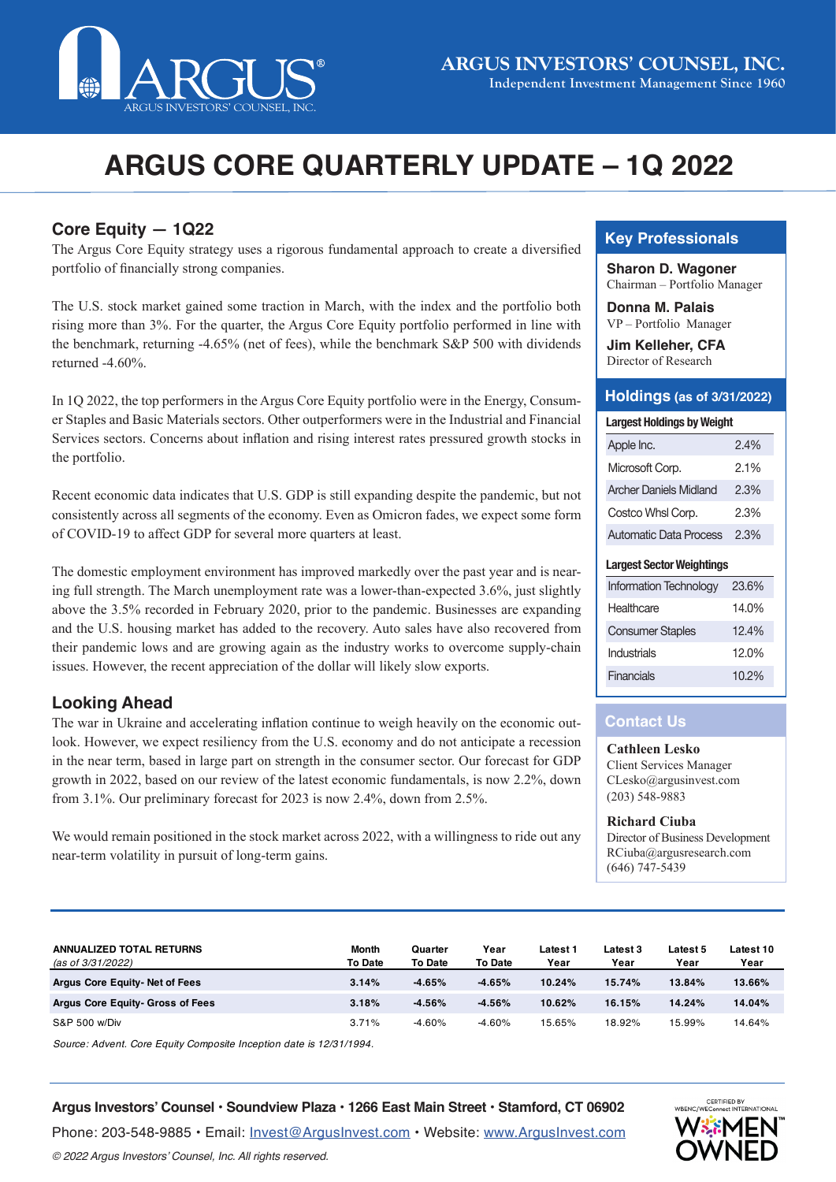# ARGUS INVESTORS' COUNSEL, INC.

Independent Investment Management Since 1960

# ARGUS CORE QUARTERLY UPDATE – 1Q 2022

## Core Equity — 1Q22

The Argus Core Equity strategy uses a rigorous fundamental approach to create a diversified portfolio of financially strong companies.

The U.S. stock market gained some traction in March, with the index and the portfolio both rising more than 3%. For the quarter, the Argus Core Equity portfolio performed in line with the benchmark, returning -4.65% (net of fees), while the benchmark S&P 500 with dividends returned -4.60%.

In 1Q 2022, the top performers in the Argus Core Equity portfolio were in the Energy, Consumer Staples and Basic Materials sectors. Other outperformers were in the Industrial and Financial Services sectors. Concerns about inflation and rising interest rates pressured growth stocks in the portfolio.

Recent economic data indicates that U.S. GDP is still expanding despite the pandemic, but not consistently across all segments of the economy. Even as Omicron fades, we expect some form of COVID-19 to affect GDP for several more quarters at least.

The domestic employment environment has improved markedly over the past year and is nearing full strength. The March unemployment rate was a lower-than-expected 3.6%, just slightly above the 3.5% recorded in February 2020, prior to the pandemic. Businesses are expanding and the U.S. housing market has added to the recovery. Auto sales have also recovered from their pandemic lows and are growing again as the industry works to overcome supply-chain issues. However, the recent appreciation of the dollar will likely slow exports.

## Looking Ahead

The war in Ukraine and accelerating inflation continue to weigh heavily on the economic outlook. However, we expect resiliency from the U.S. economy and do not anticipate a recession in the near term, based in large part on strength in the consumer sector. Our forecast for GDP growth in 2022, based on our review of the latest economic fundamentals, is now 2.2%, down from 3.1%. Our preliminary forecast for 2023 is now 2.4%, down from 2.5%.

We would remain positioned in the stock market across 2022, with a willingness to ride out any near-term volatility in pursuit of long-term gains.

## Key Professionals

**Sharon D. Wagoner**
Chairman – Portfolio Manager

**Donna M. Palais**
VP – Portfolio Manager

**Jim Kelleher, CFA**
Director of Research

## Holdings (as of 3/31/2022)

| Largest Holdings by Weight | |
|---|---|
| Apple Inc. | 2.4% |
| Microsoft Corp. | 2.1% |
| Archer Daniels Midland | 2.3% |
| Costco Whsl Corp. | 2.3% |
| Automatic Data Process | 2.3% |

| Largest Sector Weightings | |
|---|---|
| Information Technology | 23.6% |
| Healthcare | 14.0% |
| Consumer Staples | 12.4% |
| Industrials | 12.0% |
| Financials | 10.2% |

## Contact Us

**Cathleen Lesko**
Client Services Manager
CLesko@argusinvest.com
(203) 548-9883

**Richard Ciuba**
Director of Business Development
RCiuba@argusresearch.com
(646) 747-5439

| ANNUALIZED TOTAL RETURNS *(as of 3/31/2022)* | Month To Date | Quarter To Date | Year To Date | Latest 1 Year | Latest 3 Year | Latest 5 Year | Latest 10 Year |
|---|---|---|---|---|---|---|---|
| **Argus Core Equity- Net of Fees** | **3.14%** | **-4.65%** | **-4.65%** | **10.24%** | **15.74%** | **13.84%** | **13.66%** |
| **Argus Core Equity- Gross of Fees** | **3.18%** | **-4.56%** | **-4.56%** | **10.62%** | **16.15%** | **14.24%** | **14.04%** |
| S&P 500 w/Div | 3.71% | -4.60% | -4.60% | 15.65% | 18.92% | 15.99% | 14.64% |

*Source: Advent. Core Equity Composite Inception date is 12/31/1994.*

**Argus Investors' Counsel • Soundview Plaza • 1266 East Main Street • Stamford, CT 06902**

Phone: 203-548-9885 • Email: Invest@ArgusInvest.com • Website: www.ArgusInvest.com

*© 2022 Argus Investors' Counsel, Inc. All rights reserved.*

CERTIFIED BY WBENC/WEConnect INTERNATIONAL WOMEN OWNED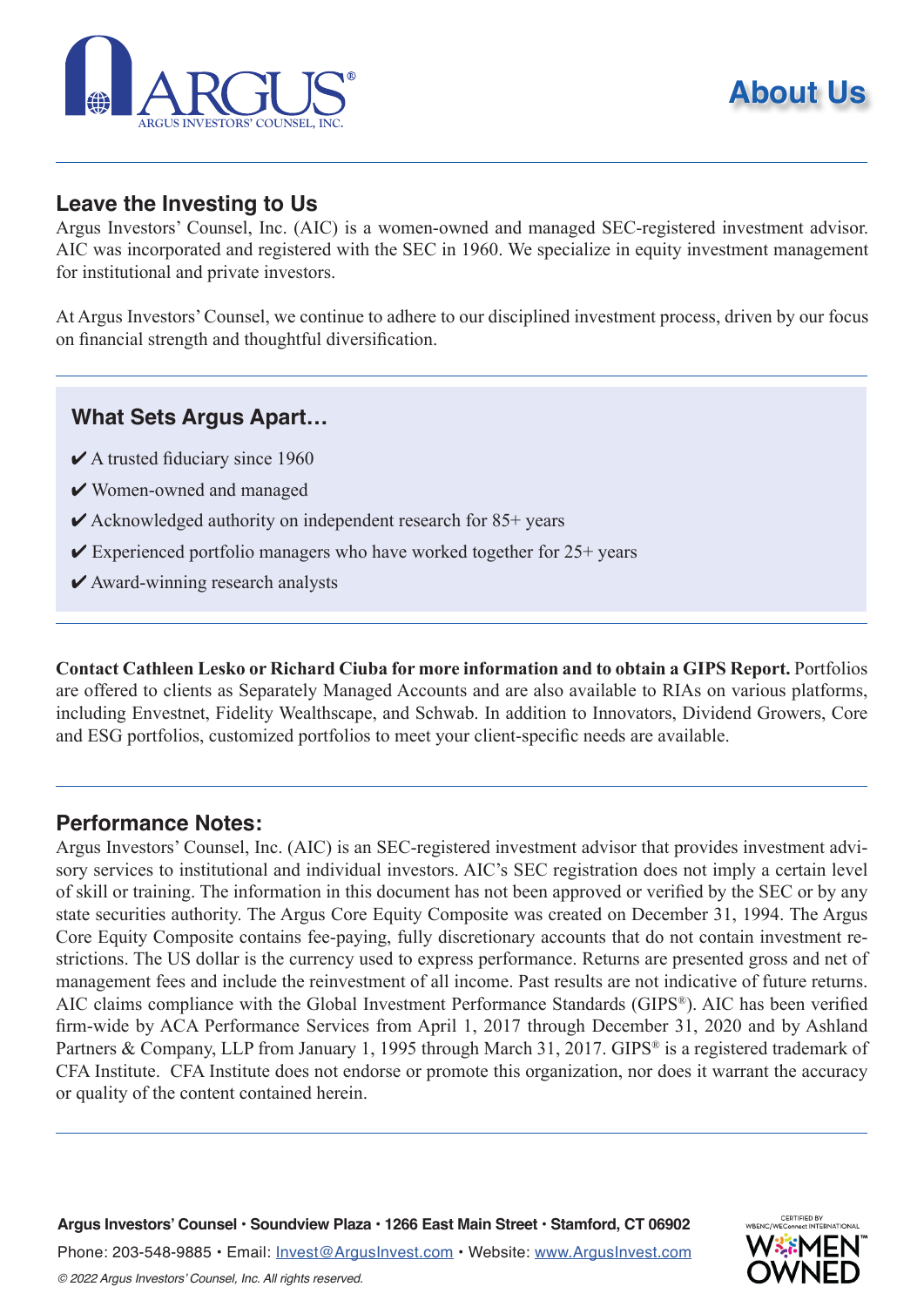# About Us

## Leave the Investing to Us

Argus Investors' Counsel, Inc. (AIC) is a women-owned and managed SEC-registered investment advisor. AIC was incorporated and registered with the SEC in 1960. We specialize in equity investment management for institutional and private investors.

At Argus Investors' Counsel, we continue to adhere to our disciplined investment process, driven by our focus on financial strength and thoughtful diversification.

## What Sets Argus Apart…

- ✔ A trusted fiduciary since 1960
- ✔ Women-owned and managed
- ✔ Acknowledged authority on independent research for 85+ years
- ✔ Experienced portfolio managers who have worked together for 25+ years
- ✔ Award-winning research analysts

**Contact Cathleen Lesko or Richard Ciuba for more information and to obtain a GIPS Report.** Portfolios are offered to clients as Separately Managed Accounts and are also available to RIAs on various platforms, including Envestnet, Fidelity Wealthscape, and Schwab. In addition to Innovators, Dividend Growers, Core and ESG portfolios, customized portfolios to meet your client-specific needs are available.

## Performance Notes:

Argus Investors' Counsel, Inc. (AIC) is an SEC-registered investment advisor that provides investment advisory services to institutional and individual investors. AIC's SEC registration does not imply a certain level of skill or training. The information in this document has not been approved or verified by the SEC or by any state securities authority. The Argus Core Equity Composite was created on December 31, 1994. The Argus Core Equity Composite contains fee-paying, fully discretionary accounts that do not contain investment restrictions. The US dollar is the currency used to express performance. Returns are presented gross and net of management fees and include the reinvestment of all income. Past results are not indicative of future returns. AIC claims compliance with the Global Investment Performance Standards (GIPS®). AIC has been verified firm-wide by ACA Performance Services from April 1, 2017 through December 31, 2020 and by Ashland Partners & Company, LLP from January 1, 1995 through March 31, 2017. GIPS® is a registered trademark of CFA Institute. CFA Institute does not endorse or promote this organization, nor does it warrant the accuracy or quality of the content contained herein.

**Argus Investors' Counsel • Soundview Plaza • 1266 East Main Street • Stamford, CT 06902**

Phone: 203-548-9885 • Email: Invest@ArgusInvest.com • Website: www.ArgusInvest.com

*© 2022 Argus Investors' Counsel, Inc. All rights reserved.*

CERTIFIED BY WBENC/WEConnect INTERNATIONAL WOMEN OWNED™